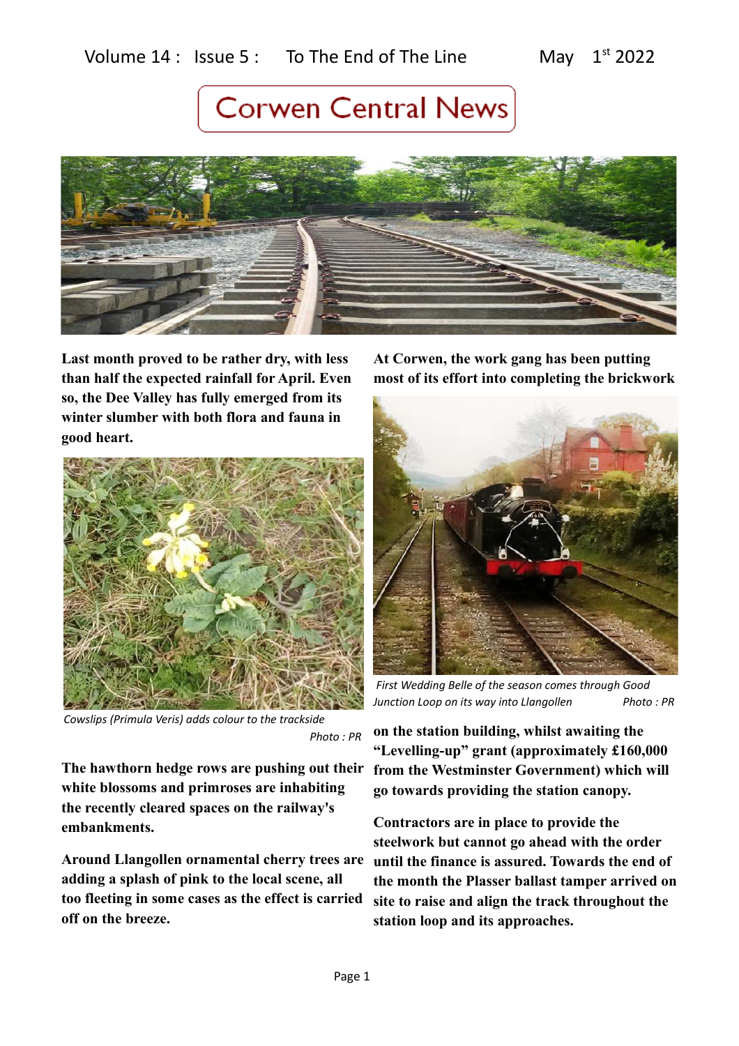Volume 14 : Issue 5 : To The End of The Line May 1st 2022

# Corwen Central News

**Last month proved to be rather dry, with less than half the expected rainfall for April. Even so, the Dee Valley has fully emerged from its winter slumber with both flora and fauna in good heart.**

*Cowslips (Primula Veris) adds colour to the trackside* *Photo : PR*

**The hawthorn hedge rows are pushing out their white blossoms and primroses are inhabiting the recently cleared spaces on the railway's embankments.**

**Around Llangollen ornamental cherry trees are adding a splash of pink to the local scene, all too fleeting in some cases as the effect is carried off on the breeze.**

**At Corwen, the work gang has been putting most of its effort into completing the brickwork**

*First Wedding Belle of the season comes through Good Junction Loop on its way into Llangollen* *Photo : PR*

**on the station building, whilst awaiting the "Levelling-up" grant (approximately £160,000 from the Westminster Government) which will go towards providing the station canopy.**

**Contractors are in place to provide the steelwork but cannot go ahead with the order until the finance is assured. Towards the end of the month the Plasser ballast tamper arrived on site to raise and align the track throughout the station loop and its approaches.**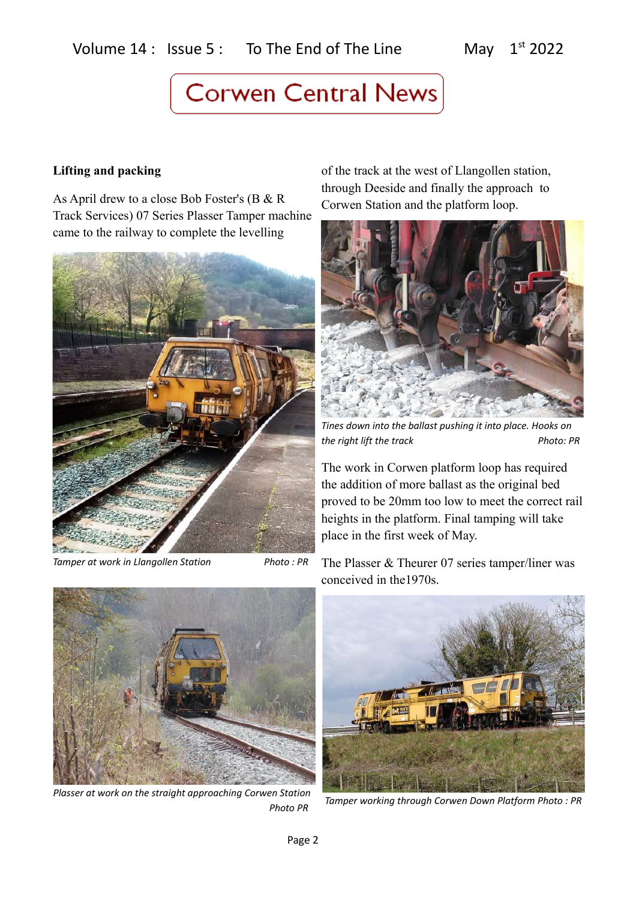# Corwen Central News

## Lifting and packing

As April drew to a close Bob Foster's (B & R Track Services) 07 Series Plasser Tamper machine came to the railway to complete the levelling of the track at the west of Llangollen station, through Deeside and finally the approach to Corwen Station and the platform loop.

*Tamper at work in Llangollen Station* *Photo : PR*

*Tines down into the ballast pushing it into place. Hooks on the right lift the track* *Photo: PR*

The work in Corwen platform loop has required the addition of more ballast as the original bed proved to be 20mm too low to meet the correct rail heights in the platform. Final tamping will take place in the first week of May.

The Plasser & Theurer 07 series tamper/liner was conceived in the1970s.

*Plasser at work on the straight approaching Corwen Station Photo PR*

*Tamper working through Corwen Down Platform Photo : PR*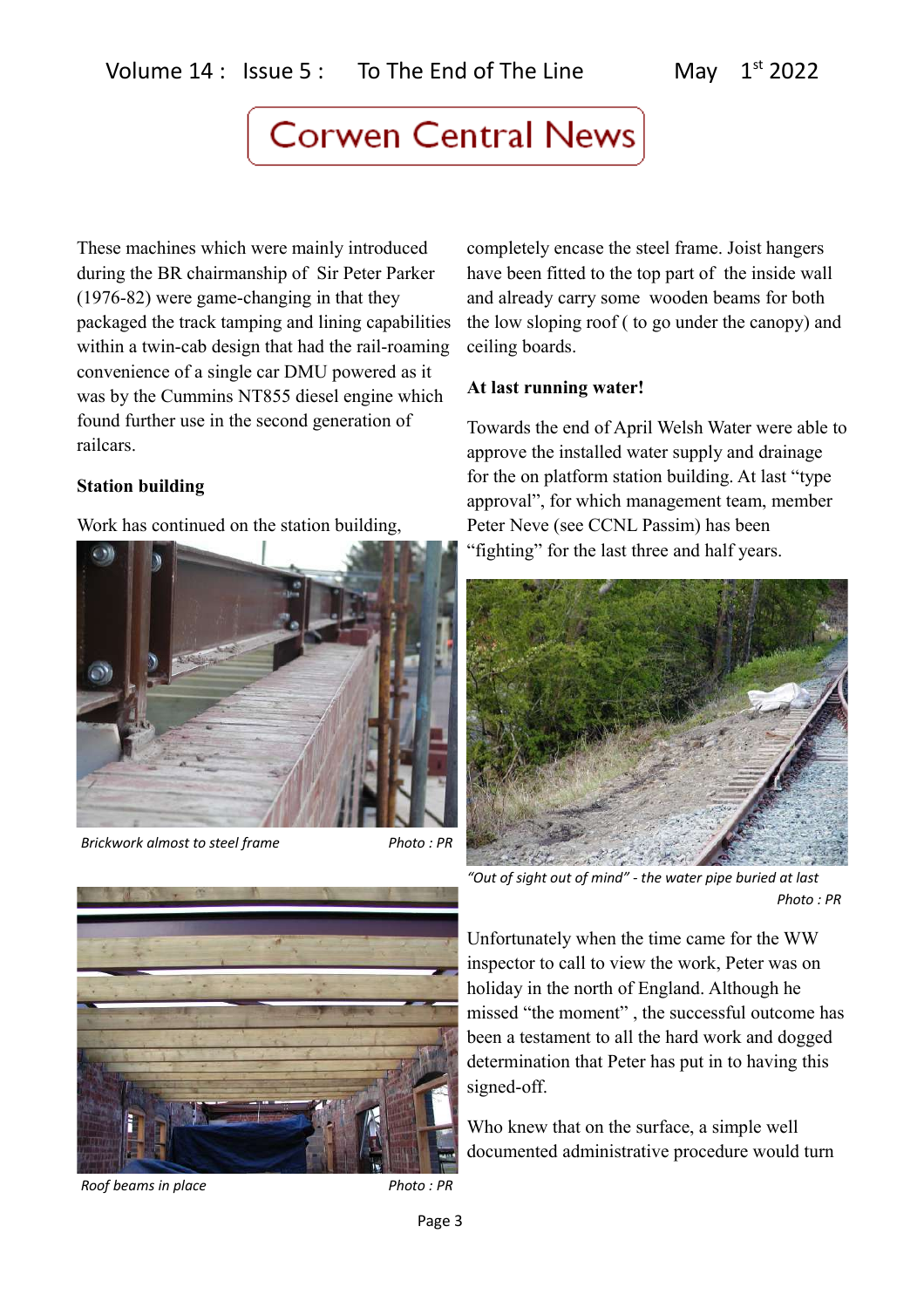These machines which were mainly introduced during the BR chairmanship of Sir Peter Parker (1976-82) were game-changing in that they packaged the track tamping and lining capabilities within a twin-cab design that had the rail-roaming convenience of a single car DMU powered as it was by the Cummins NT855 diesel engine which found further use in the second generation of railcars.

**Station building**

Work has continued on the station building,

*Brickwork almost to steel frame* *Photo : PR*

*Roof beams in place* *Photo : PR*

completely encase the steel frame. Joist hangers have been fitted to the top part of the inside wall and already carry some wooden beams for both the low sloping roof ( to go under the canopy) and ceiling boards.

**At last running water!**

Towards the end of April Welsh Water were able to approve the installed water supply and drainage for the on platform station building. At last "type approval", for which management team, member Peter Neve (see CCNL Passim) has been "fighting" for the last three and half years.

*"Out of sight out of mind" - the water pipe buried at last* *Photo : PR*

Unfortunately when the time came for the WW inspector to call to view the work, Peter was on holiday in the north of England. Although he missed "the moment" , the successful outcome has been a testament to all the hard work and dogged determination that Peter has put in to having this signed-off.

Who knew that on the surface, a simple well documented administrative procedure would turn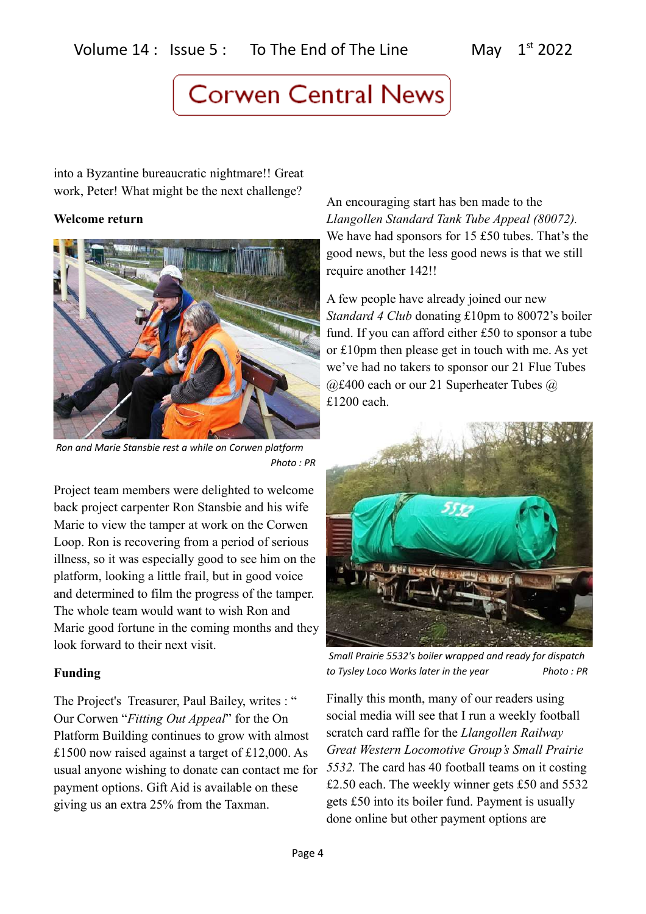into a Byzantine bureaucratic nightmare!! Great work, Peter! What might be the next challenge?

**Welcome return**

Ron and Marie Stansbie rest a while on Corwen platform
Photo : PR

Project team members were delighted to welcome back project carpenter Ron Stansbie and his wife Marie to view the tamper at work on the Corwen Loop. Ron is recovering from a period of serious illness, so it was especially good to see him on the platform, looking a little frail, but in good voice and determined to film the progress of the tamper. The whole team would want to wish Ron and Marie good fortune in the coming months and they look forward to their next visit.

**Funding**

The Project's Treasurer, Paul Bailey, writes : " Our Corwen "*Fitting Out Appeal*" for the On Platform Building continues to grow with almost £1500 now raised against a target of £12,000. As usual anyone wishing to donate can contact me for payment options. Gift Aid is available on these giving us an extra 25% from the Taxman.

An encouraging start has ben made to the *Llangollen Standard Tank Tube Appeal (80072).* We have had sponsors for 15 £50 tubes. That's the good news, but the less good news is that we still require another 142!!

A few people have already joined our new *Standard 4 Club* donating £10pm to 80072's boiler fund. If you can afford either £50 to sponsor a tube or £10pm then please get in touch with me. As yet we've had no takers to sponsor our 21 Flue Tubes @£400 each or our 21 Superheater Tubes @ £1200 each.

Small Prairie 5532's boiler wrapped and ready for dispatch to Tysley Loco Works later in the year Photo : PR

Finally this month, many of our readers using social media will see that I run a weekly football scratch card raffle for the *Llangollen Railway Great Western Locomotive Group's Small Prairie 5532.* The card has 40 football teams on it costing £2.50 each. The weekly winner gets £50 and 5532 gets £50 into its boiler fund. Payment is usually done online but other payment options are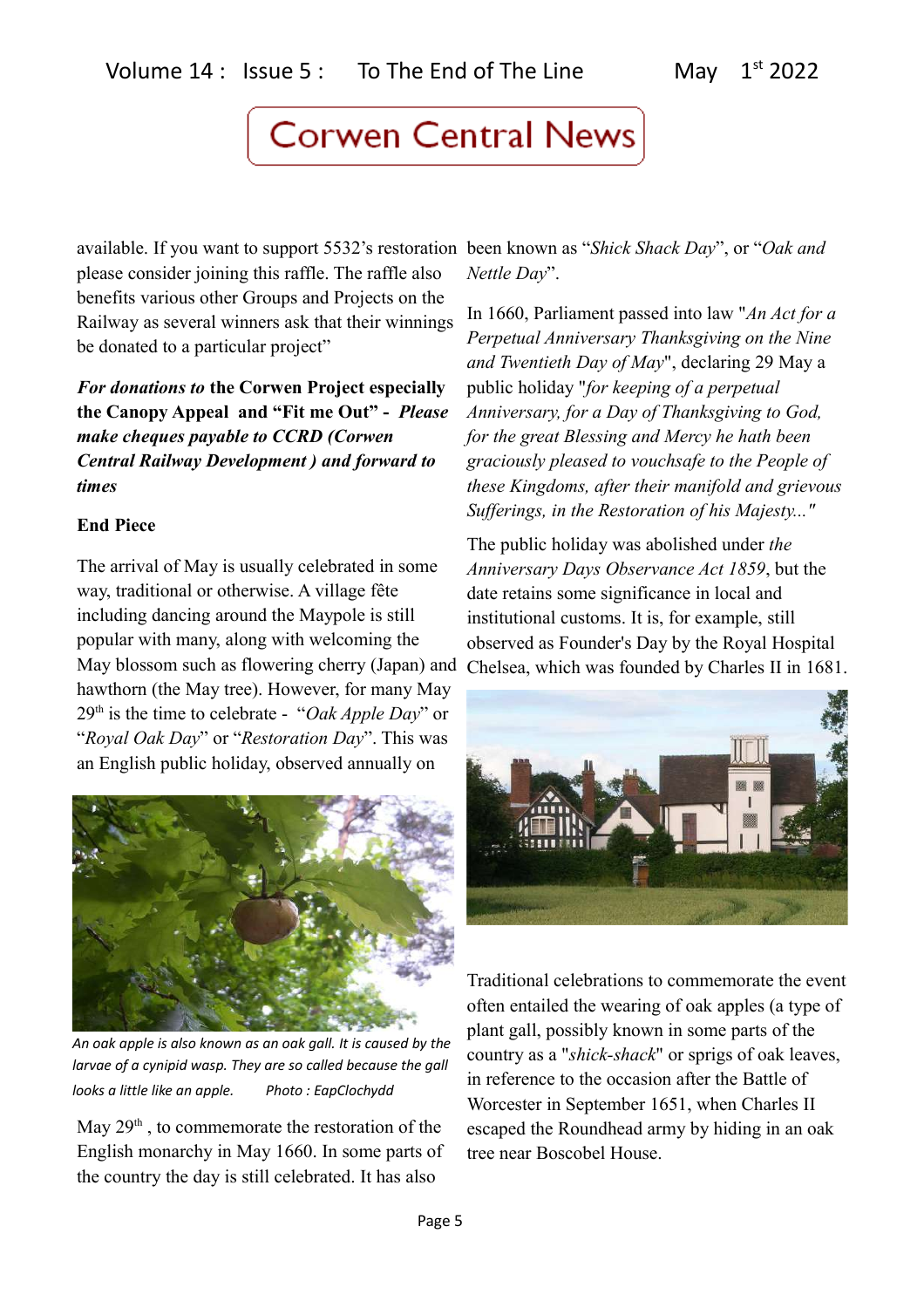available. If you want to support 5532's restoration please consider joining this raffle. The raffle also benefits various other Groups and Projects on the Railway as several winners ask that their winnings be donated to a particular project"

***For donations to* the Corwen Project especially the Canopy Appeal and "Fit me Out" - *Please make cheques payable to CCRD (Corwen Central Railway Development ) and forward to times***

**End Piece**

The arrival of May is usually celebrated in some way, traditional or otherwise. A village fête including dancing around the Maypole is still popular with many, along with welcoming the May blossom such as flowering cherry (Japan) and hawthorn (the May tree). However, for many May 29th is the time to celebrate - "*Oak Apple Day*" or "*Royal Oak Day*" or "*Restoration Day*". This was an English public holiday, observed annually on

*An oak apple is also known as an oak gall. It is caused by the larvae of a cynipid wasp. They are so called because the gall looks a little like an apple.* *Photo : EapClochydd*

May 29th , to commemorate the restoration of the English monarchy in May 1660. In some parts of the country the day is still celebrated. It has also been known as "*Shick Shack Day*", or "*Oak and Nettle Day*".

In 1660, Parliament passed into law "*An Act for a Perpetual Anniversary Thanksgiving on the Nine and Twentieth Day of May*", declaring 29 May a public holiday "*for keeping of a perpetual Anniversary, for a Day of Thanksgiving to God, for the great Blessing and Mercy he hath been graciously pleased to vouchsafe to the People of these Kingdoms, after their manifold and grievous Sufferings, in the Restoration of his Majesty..."*

The public holiday was abolished under *the Anniversary Days Observance Act 1859*, but the date retains some significance in local and institutional customs. It is, for example, still observed as Founder's Day by the Royal Hospital Chelsea, which was founded by Charles II in 1681.

Traditional celebrations to commemorate the event often entailed the wearing of oak apples (a type of plant gall, possibly known in some parts of the country as a "*shick-shack*" or sprigs of oak leaves, in reference to the occasion after the Battle of Worcester in September 1651, when Charles II escaped the Roundhead army by hiding in an oak tree near Boscobel House.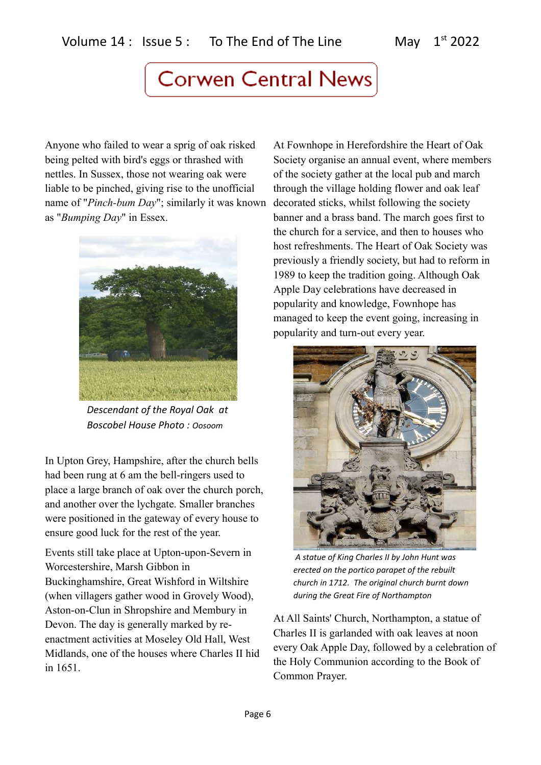Anyone who failed to wear a sprig of oak risked being pelted with bird's eggs or thrashed with nettles. In Sussex, those not wearing oak were liable to be pinched, giving rise to the unofficial name of "*Pinch-bum Day*"; similarly it was known as "*Bumping Day*" in Essex.

*Descendant of the Royal Oak at Boscobel House Photo : Oosoom*

In Upton Grey, Hampshire, after the church bells had been rung at 6 am the bell-ringers used to place a large branch of oak over the church porch, and another over the lychgate. Smaller branches were positioned in the gateway of every house to ensure good luck for the rest of the year.

Events still take place at Upton-upon-Severn in Worcestershire, Marsh Gibbon in Buckinghamshire, Great Wishford in Wiltshire (when villagers gather wood in Grovely Wood), Aston-on-Clun in Shropshire and Membury in Devon. The day is generally marked by re-enactment activities at Moseley Old Hall, West Midlands, one of the houses where Charles II hid in 1651.

At Fownhope in Herefordshire the Heart of Oak Society organise an annual event, where members of the society gather at the local pub and march through the village holding flower and oak leaf decorated sticks, whilst following the society banner and a brass band. The march goes first to the church for a service, and then to houses who host refreshments. The Heart of Oak Society was previously a friendly society, but had to reform in 1989 to keep the tradition going. Although Oak Apple Day celebrations have decreased in popularity and knowledge, Fownhope has managed to keep the event going, increasing in popularity and turn-out every year.

*A statue of King Charles II by John Hunt was erected on the portico parapet of the rebuilt church in 1712. The original church burnt down during the Great Fire of Northampton*

At All Saints' Church, Northampton, a statue of Charles II is garlanded with oak leaves at noon every Oak Apple Day, followed by a celebration of the Holy Communion according to the Book of Common Prayer.